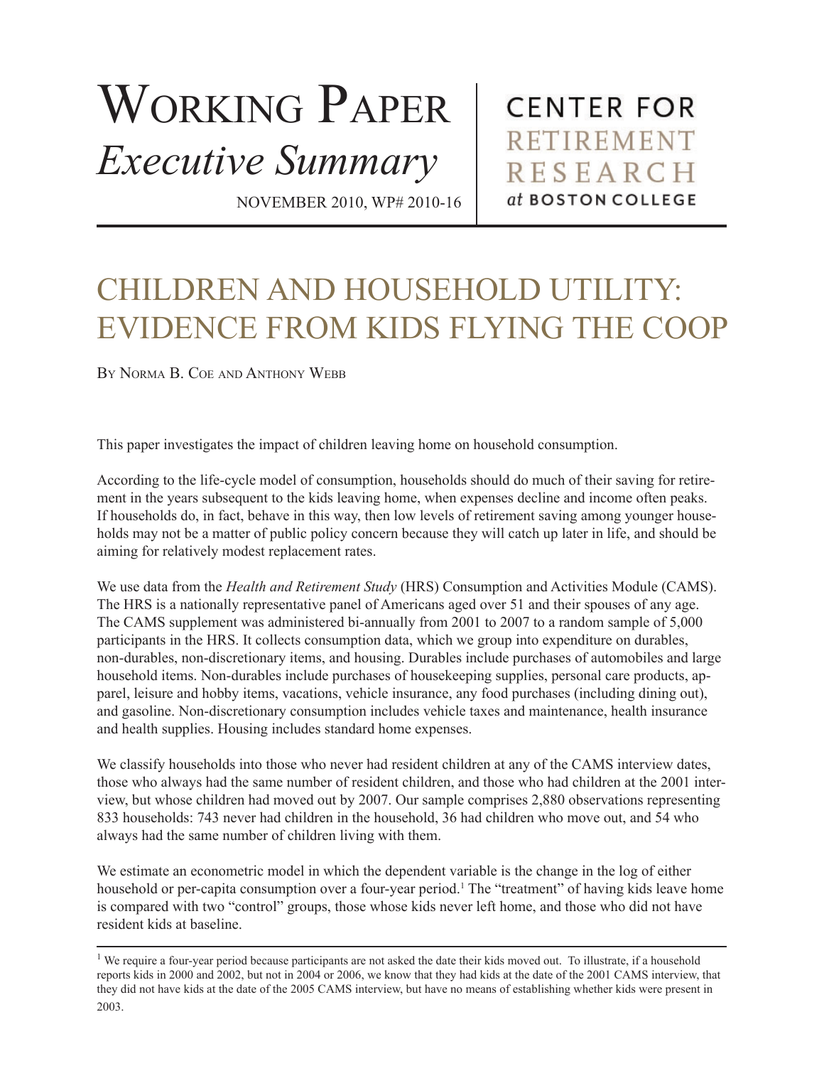# Working Paper *Executive Summary*

NOVEMBER 2010, WP# 2010-16

CENTER FOR RETIREMENT RESEARCH *at* BOSTON COLLEGE

## CHILDREN AND HOUSEHOLD UTILITY: EVIDENCE FROM KIDS FLYING THE COOP

By Norma B. Coe and Anthony Webb

This paper investigates the impact of children leaving home on household consumption.

According to the life-cycle model of consumption, households should do much of their saving for retirement in the years subsequent to the kids leaving home, when expenses decline and income often peaks. If households do, in fact, behave in this way, then low levels of retirement saving among younger households may not be a matter of public policy concern because they will catch up later in life, and should be aiming for relatively modest replacement rates.

We use data from the *Health and Retirement Study* (HRS) Consumption and Activities Module (CAMS). The HRS is a nationally representative panel of Americans aged over 51 and their spouses of any age. The CAMS supplement was administered bi-annually from 2001 to 2007 to a random sample of 5,000 participants in the HRS. It collects consumption data, which we group into expenditure on durables, non-durables, non-discretionary items, and housing. Durables include purchases of automobiles and large household items. Non-durables include purchases of housekeeping supplies, personal care products, apparel, leisure and hobby items, vacations, vehicle insurance, any food purchases (including dining out), and gasoline. Non-discretionary consumption includes vehicle taxes and maintenance, health insurance and health supplies. Housing includes standard home expenses.

We classify households into those who never had resident children at any of the CAMS interview dates, those who always had the same number of resident children, and those who had children at the 2001 interview, but whose children had moved out by 2007. Our sample comprises 2,880 observations representing 833 households: 743 never had children in the household, 36 had children who move out, and 54 who always had the same number of children living with them.

We estimate an econometric model in which the dependent variable is the change in the log of either household or per-capita consumption over a four-year period.[1] The "treatment" of having kids leave home is compared with two "control" groups, those whose kids never left home, and those who did not have resident kids at baseline.

[1] We require a four-year period because participants are not asked the date their kids moved out. To illustrate, if a household reports kids in 2000 and 2002, but not in 2004 or 2006, we know that they had kids at the date of the 2001 CAMS interview, that they did not have kids at the date of the 2005 CAMS interview, but have no means of establishing whether kids were present in 2003.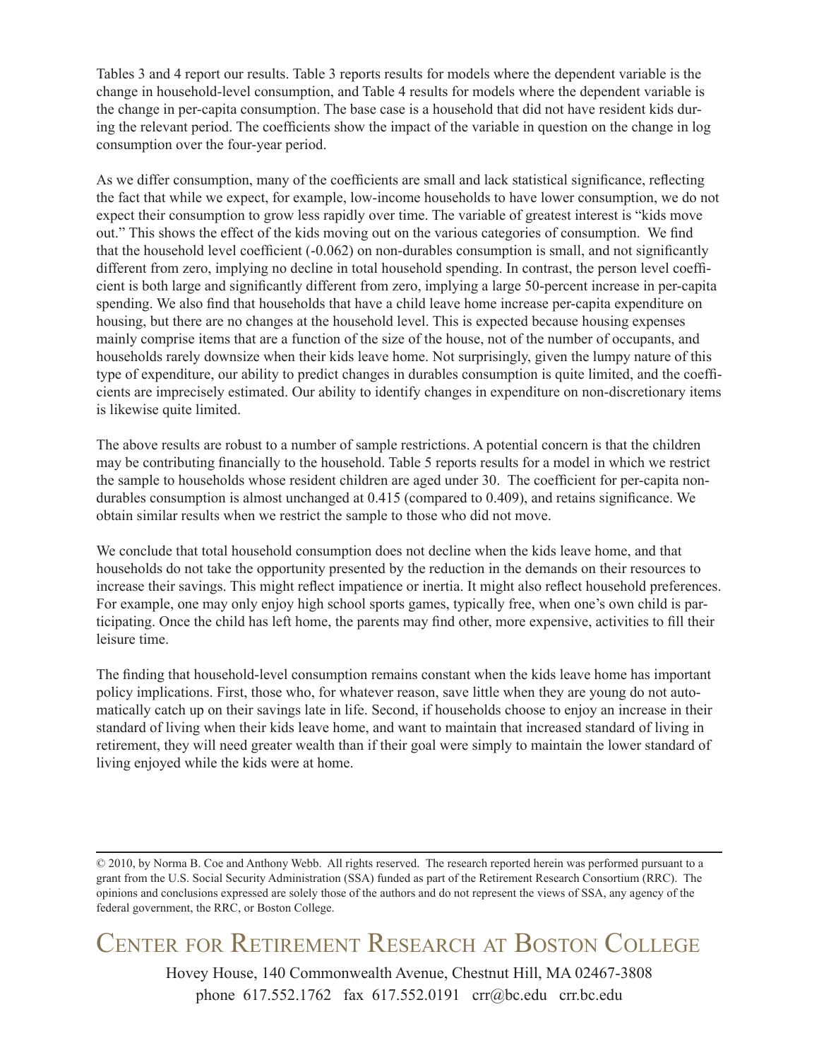Tables 3 and 4 report our results. Table 3 reports results for models where the dependent variable is the change in household-level consumption, and Table 4 results for models where the dependent variable is the change in per-capita consumption. The base case is a household that did not have resident kids during the relevant period. The coefficients show the impact of the variable in question on the change in log consumption over the four-year period.

As we differ consumption, many of the coefficients are small and lack statistical significance, reflecting the fact that while we expect, for example, low-income households to have lower consumption, we do not expect their consumption to grow less rapidly over time. The variable of greatest interest is "kids move out." This shows the effect of the kids moving out on the various categories of consumption. We find that the household level coefficient (-0.062) on non-durables consumption is small, and not significantly different from zero, implying no decline in total household spending. In contrast, the person level coefficient is both large and significantly different from zero, implying a large 50-percent increase in per-capita spending. We also find that households that have a child leave home increase per-capita expenditure on housing, but there are no changes at the household level. This is expected because housing expenses mainly comprise items that are a function of the size of the house, not of the number of occupants, and households rarely downsize when their kids leave home. Not surprisingly, given the lumpy nature of this type of expenditure, our ability to predict changes in durables consumption is quite limited, and the coefficients are imprecisely estimated. Our ability to identify changes in expenditure on non-discretionary items is likewise quite limited.

The above results are robust to a number of sample restrictions. A potential concern is that the children may be contributing financially to the household. Table 5 reports results for a model in which we restrict the sample to households whose resident children are aged under 30. The coefficient for per-capita non-durables consumption is almost unchanged at 0.415 (compared to 0.409), and retains significance. We obtain similar results when we restrict the sample to those who did not move.

We conclude that total household consumption does not decline when the kids leave home, and that households do not take the opportunity presented by the reduction in the demands on their resources to increase their savings. This might reflect impatience or inertia. It might also reflect household preferences. For example, one may only enjoy high school sports games, typically free, when one's own child is participating. Once the child has left home, the parents may find other, more expensive, activities to fill their leisure time.

The finding that household-level consumption remains constant when the kids leave home has important policy implications. First, those who, for whatever reason, save little when they are young do not automatically catch up on their savings late in life. Second, if households choose to enjoy an increase in their standard of living when their kids leave home, and want to maintain that increased standard of living in retirement, they will need greater wealth than if their goal were simply to maintain the lower standard of living enjoyed while the kids were at home.

---

© 2010, by Norma B. Coe and Anthony Webb. All rights reserved. The research reported herein was performed pursuant to a grant from the U.S. Social Security Administration (SSA) funded as part of the Retirement Research Consortium (RRC). The opinions and conclusions expressed are solely those of the authors and do not represent the views of SSA, any agency of the federal government, the RRC, or Boston College.

# Center for Retirement Research at Boston College

Hovey House, 140 Commonwealth Avenue, Chestnut Hill, MA 02467-3808
phone 617.552.1762 fax 617.552.0191 crr@bc.edu crr.bc.edu